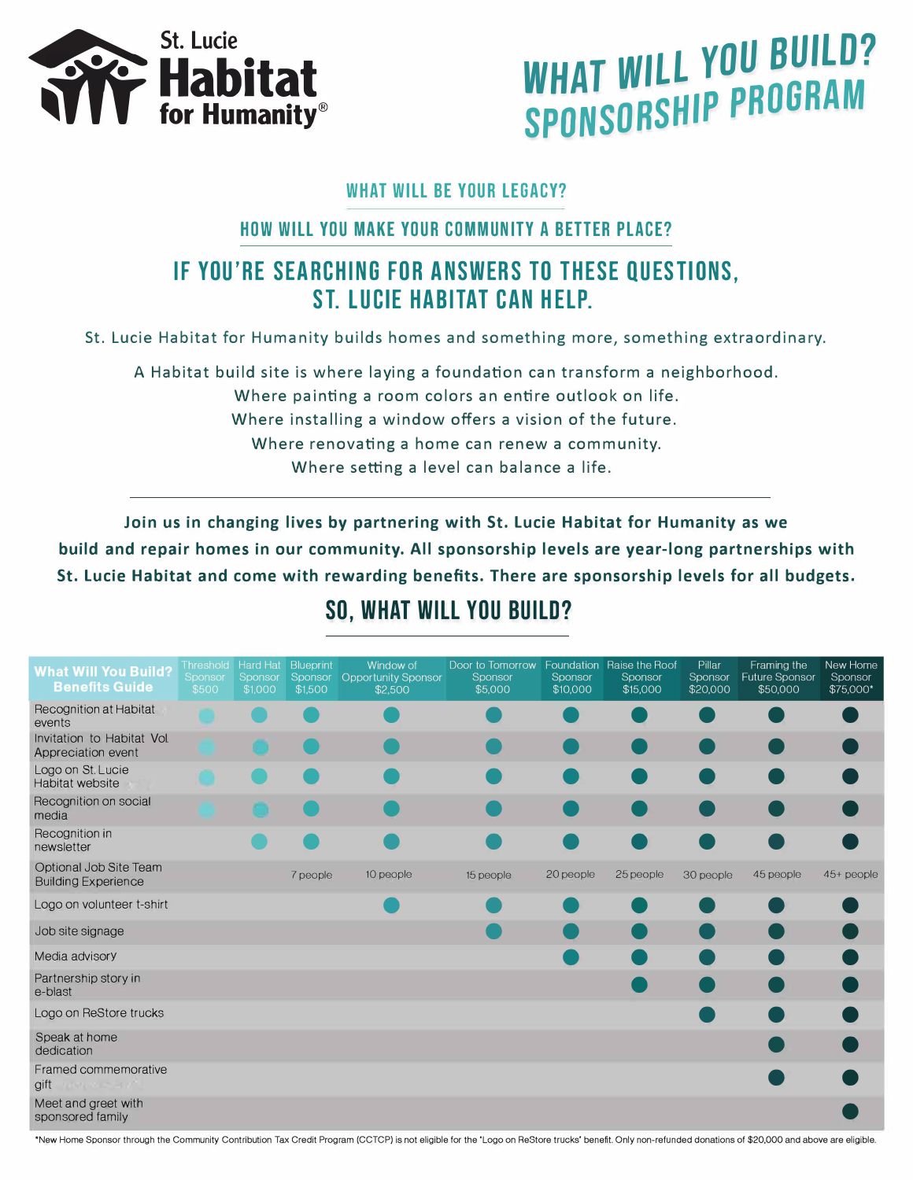St. Lucie Habitat for Humanity®

# WHAT WILL YOU BUILD? SPONSORSHIP PROGRAM

## WHAT WILL BE YOUR LEGACY?

## HOW WILL YOU MAKE YOUR COMMUNITY A BETTER PLACE?

## IF YOU'RE SEARCHING FOR ANSWERS TO THESE QUESTIONS, ST. LUCIE HABITAT CAN HELP.

St. Lucie Habitat for Humanity builds homes and something more, something extraordinary.

A Habitat build site is where laying a foundation can transform a neighborhood.
Where painting a room colors an entire outlook on life.
Where installing a window offers a vision of the future.
Where renovating a home can renew a community.
Where setting a level can balance a life.

---

**Join us in changing lives by partnering with St. Lucie Habitat for Humanity as we build and repair homes in our community. All sponsorship levels are year-long partnerships with St. Lucie Habitat and come with rewarding benefits. There are sponsorship levels for all budgets.**

## SO, WHAT WILL YOU BUILD?

| What Will You Build? Benefits Guide | Threshold Sponsor $500 | Hard Hat Sponsor $1,000 | Blueprint Sponsor $1,500 | Window of Opportunity Sponsor $2,500 | Door to Tomorrow Sponsor $5,000 | Foundation Sponsor $10,000 | Raise the Roof Sponsor $15,000 | Pillar Sponsor $20,000 | Framing the Future Sponsor $50,000 | New Home Sponsor $75,000* |
|---|---|---|---|---|---|---|---|---|---|---|
| Recognition at Habitat events | ● | ● | ● | ● | ● | ● | ● | ● | ● | ● |
| Invitation to Habitat Vol. Appreciation event | ● | ● | ● | ● | ● | ● | ● | ● | ● | ● |
| Logo on St. Lucie Habitat website | ● | ● | ● | ● | ● | ● | ● | ● | ● | ● |
| Recognition on social media | ● | ● | ● | ● | ● | ● | ● | ● | ● | ● |
| Recognition in newsletter | | ● | ● | ● | ● | ● | ● | ● | ● | ● |
| Optional Job Site Team Building Experience | | | 7 people | 10 people | 15 people | 20 people | 25 people | 30 people | 45 people | 45+ people |
| Logo on volunteer t-shirt | | | | ● | ● | ● | ● | ● | ● | ● |
| Job site signage | | | | | ● | ● | ● | ● | ● | ● |
| Media advisory | | | | | | ● | ● | ● | ● | ● |
| Partnership story in e-blast | | | | | | | ● | ● | ● | ● |
| Logo on ReStore trucks | | | | | | | | ● | ● | ● |
| Speak at home dedication | | | | | | | | | ● | ● |
| Framed commemorative gift | | | | | | | | | ● | ● |
| Meet and greet with sponsored family | | | | | | | | | | ● |

*New Home Sponsor through the Community Contribution Tax Credit Program (CCTCP) is not eligible for the 'Logo on ReStore trucks' benefit. Only non-refunded donations of $20,000 and above are eligible.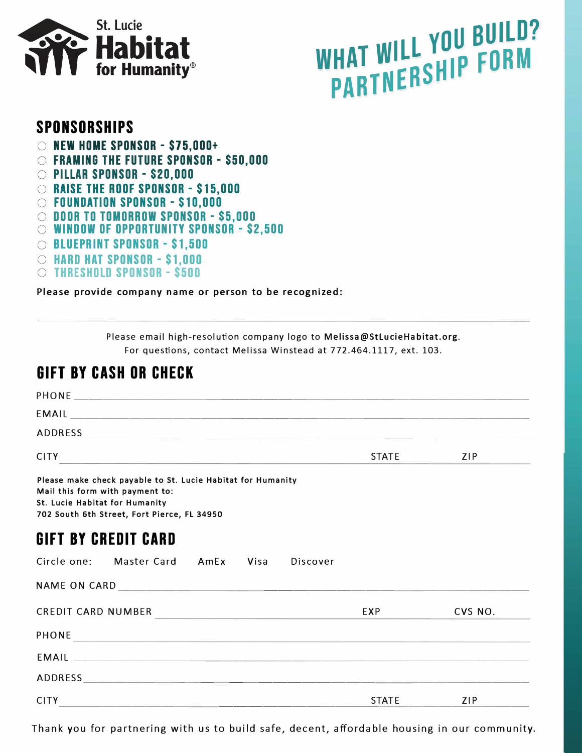St. Lucie Habitat for Humanity®

# WHAT WILL YOU BUILD? PARTNERSHIP FORM

## SPONSORSHIPS

- ○ NEW HOME SPONSOR - $75,000+
- ○ FRAMING THE FUTURE SPONSOR - $50,000
- ○ PILLAR SPONSOR - $20,000
- ○ RAISE THE ROOF SPONSOR - $15,000
- ○ FOUNDATION SPONSOR - $10,000
- ○ DOOR TO TOMORROW SPONSOR - $5,000
- ○ WINDOW OF OPPORTUNITY SPONSOR - $2,500
- ○ BLUEPRINT SPONSOR - $1,500
- ○ HARD HAT SPONSOR - $1,000
- ○ THRESHOLD SPONSOR - $500

**Please provide company name or person to be recognized:**

\_\_\_\_\_\_\_\_\_\_\_\_\_\_\_\_\_\_\_\_\_\_\_\_\_\_\_\_\_\_\_\_\_\_\_\_\_\_\_\_\_\_\_\_\_\_\_\_\_\_\_\_\_\_\_\_\_\_\_\_

Please email high-resolution company logo to **Melissa@StLucieHabitat.org**.
For questions, contact Melissa Winstead at 772.464.1117, ext. 103.

## GIFT BY CASH OR CHECK

PHONE \_\_\_\_\_\_\_\_\_\_\_\_\_\_\_\_\_\_\_\_\_\_\_\_\_\_\_\_\_\_\_\_\_\_\_\_\_\_\_\_\_\_\_\_\_\_\_\_

EMAIL \_\_\_\_\_\_\_\_\_\_\_\_\_\_\_\_\_\_\_\_\_\_\_\_\_\_\_\_\_\_\_\_\_\_\_\_\_\_\_\_\_\_\_\_\_\_\_\_

ADDRESS \_\_\_\_\_\_\_\_\_\_\_\_\_\_\_\_\_\_\_\_\_\_\_\_\_\_\_\_\_\_\_\_\_\_\_\_\_\_\_\_\_\_\_\_\_\_

CITY \_\_\_\_\_\_\_\_\_\_\_\_\_\_\_\_\_\_\_\_\_\_\_\_\_\_\_\_\_\_\_\_ STATE \_\_\_\_\_\_\_\_ ZIP \_\_\_\_\_\_\_\_

**Please make check payable to St. Lucie Habitat for Humanity**
**Mail this form with payment to:**
**St. Lucie Habitat for Humanity**
**702 South 6th Street, Fort Pierce, FL 34950**

## GIFT BY CREDIT CARD

Circle one: Master Card AmEx Visa Discover

NAME ON CARD \_\_\_\_\_\_\_\_\_\_\_\_\_\_\_\_\_\_\_\_\_\_\_\_\_\_\_\_\_\_\_\_\_\_\_\_\_\_\_\_\_\_\_\_\_\_

CREDIT CARD NUMBER \_\_\_\_\_\_\_\_\_\_\_\_\_\_\_\_\_\_\_\_\_\_\_\_\_\_\_\_ EXP \_\_\_\_\_\_\_\_ CVS NO. \_\_\_\_\_\_\_\_

PHONE \_\_\_\_\_\_\_\_\_\_\_\_\_\_\_\_\_\_\_\_\_\_\_\_\_\_\_\_\_\_\_\_\_\_\_\_\_\_\_\_\_\_\_\_\_\_\_\_

EMAIL \_\_\_\_\_\_\_\_\_\_\_\_\_\_\_\_\_\_\_\_\_\_\_\_\_\_\_\_\_\_\_\_\_\_\_\_\_\_\_\_\_\_\_\_\_\_\_\_

ADDRESS \_\_\_\_\_\_\_\_\_\_\_\_\_\_\_\_\_\_\_\_\_\_\_\_\_\_\_\_\_\_\_\_\_\_\_\_\_\_\_\_\_\_\_\_\_\_

CITY \_\_\_\_\_\_\_\_\_\_\_\_\_\_\_\_\_\_\_\_\_\_\_\_\_\_\_\_\_\_\_\_ STATE \_\_\_\_\_\_\_\_ ZIP \_\_\_\_\_\_\_\_

Thank you for partnering with us to build safe, decent, affordable housing in our community.